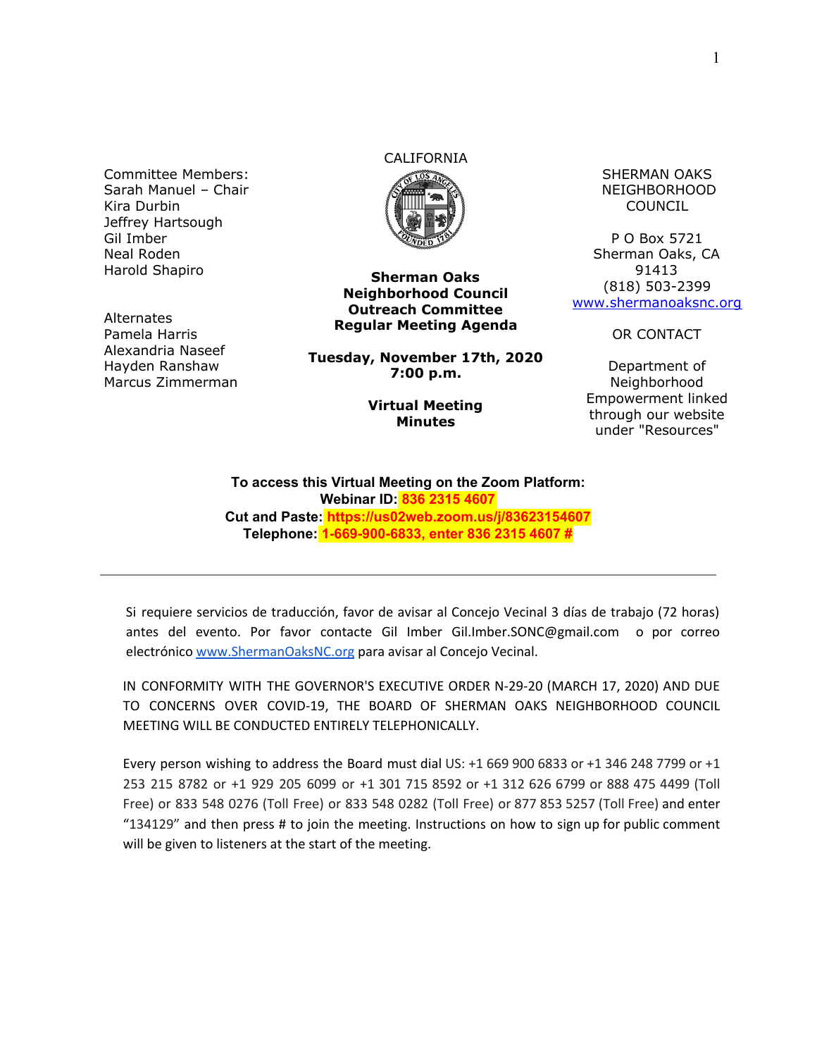Committee Members:
Sarah Manuel – Chair
Kira Durbin
Jeffrey Hartsough
Gil Imber
Neal Roden
Harold Shapiro

Alternates
Pamela Harris
Alexandria Naseef
Hayden Ranshaw
Marcus Zimmerman

CALIFORNIA

**Sherman Oaks Neighborhood Council Outreach Committee Regular Meeting Agenda**

**Tuesday, November 17th, 2020**
**7:00 p.m.**

**Virtual Meeting Minutes**

SHERMAN OAKS NEIGHBORHOOD COUNCIL

P O Box 5721
Sherman Oaks, CA 91413
(818) 503-2399
www.shermanoaksnc.org

OR CONTACT

Department of Neighborhood Empowerment linked through our website under "Resources"

**To access this Virtual Meeting on the Zoom Platform:**
**Webinar ID: 836 2315 4607**
**Cut and Paste: https://us02web.zoom.us/j/83623154607**
**Telephone: 1-669-900-6833, enter 836 2315 4607 #**

---

Si requiere servicios de traducción, favor de avisar al Concejo Vecinal 3 días de trabajo (72 horas) antes del evento. Por favor contacte Gil Imber Gil.Imber.SONC@gmail.com o por correo electrónico www.ShermanOaksNC.org para avisar al Concejo Vecinal.

IN CONFORMITY WITH THE GOVERNOR'S EXECUTIVE ORDER N-29-20 (MARCH 17, 2020) AND DUE TO CONCERNS OVER COVID-19, THE BOARD OF SHERMAN OAKS NEIGHBORHOOD COUNCIL MEETING WILL BE CONDUCTED ENTIRELY TELEPHONICALLY.

Every person wishing to address the Board must dial US: +1 669 900 6833 or +1 346 248 7799 or +1 253 215 8782 or +1 929 205 6099 or +1 301 715 8592 or +1 312 626 6799 or 888 475 4499 (Toll Free) or 833 548 0276 (Toll Free) or 833 548 0282 (Toll Free) or 877 853 5257 (Toll Free) and enter "134129" and then press # to join the meeting. Instructions on how to sign up for public comment will be given to listeners at the start of the meeting.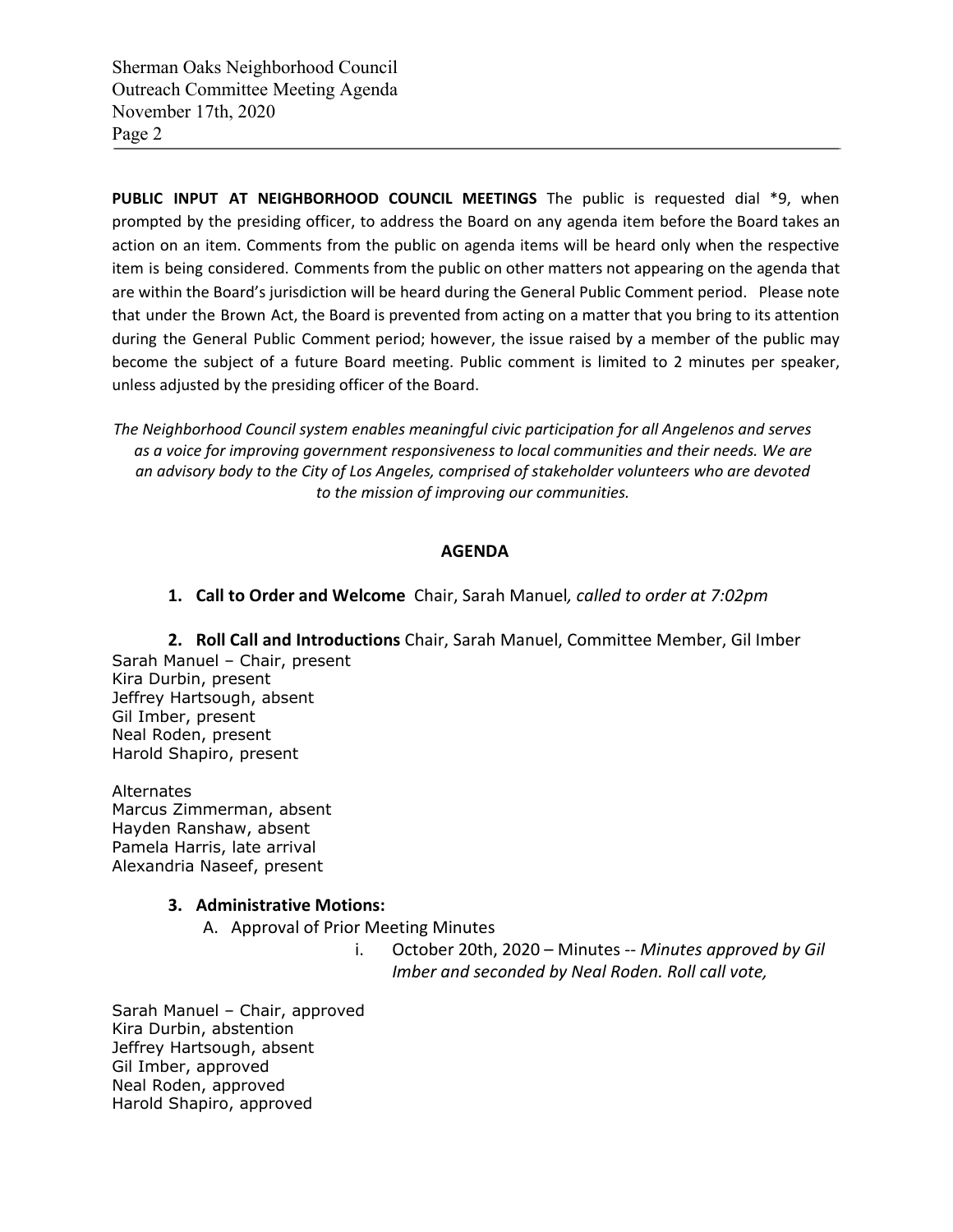**PUBLIC INPUT AT NEIGHBORHOOD COUNCIL MEETINGS** The public is requested dial *9, when prompted by the presiding officer, to address the Board on any agenda item before the Board takes an action on an item. Comments from the public on agenda items will be heard only when the respective item is being considered. Comments from the public on other matters not appearing on the agenda that are within the Board's jurisdiction will be heard during the General Public Comment period. Please note that under the Brown Act, the Board is prevented from acting on a matter that you bring to its attention during the General Public Comment period; however, the issue raised by a member of the public may become the subject of a future Board meeting. Public comment is limited to 2 minutes per speaker, unless adjusted by the presiding officer of the Board.

*The Neighborhood Council system enables meaningful civic participation for all Angelenos and serves as a voice for improving government responsiveness to local communities and their needs. We are an advisory body to the City of Los Angeles, comprised of stakeholder volunteers who are devoted to the mission of improving our communities.*

**AGENDA**

1. **Call to Order and Welcome** Chair, Sarah Manuel*, called to order at 7:02pm*

2. **Roll Call and Introductions** Chair, Sarah Manuel, Committee Member, Gil Imber

Sarah Manuel – Chair, present
Kira Durbin, present
Jeffrey Hartsough, absent
Gil Imber, present
Neal Roden, present
Harold Shapiro, present

Alternates
Marcus Zimmerman, absent
Hayden Ranshaw, absent
Pamela Harris, late arrival
Alexandria Naseef, present

3. **Administrative Motions:**
   A. Approval of Prior Meeting Minutes
      i. October 20th, 2020 – Minutes -- *Minutes approved by Gil Imber and seconded by Neal Roden. Roll call vote,*

Sarah Manuel – Chair, approved
Kira Durbin, abstention
Jeffrey Hartsough, absent
Gil Imber, approved
Neal Roden, approved
Harold Shapiro, approved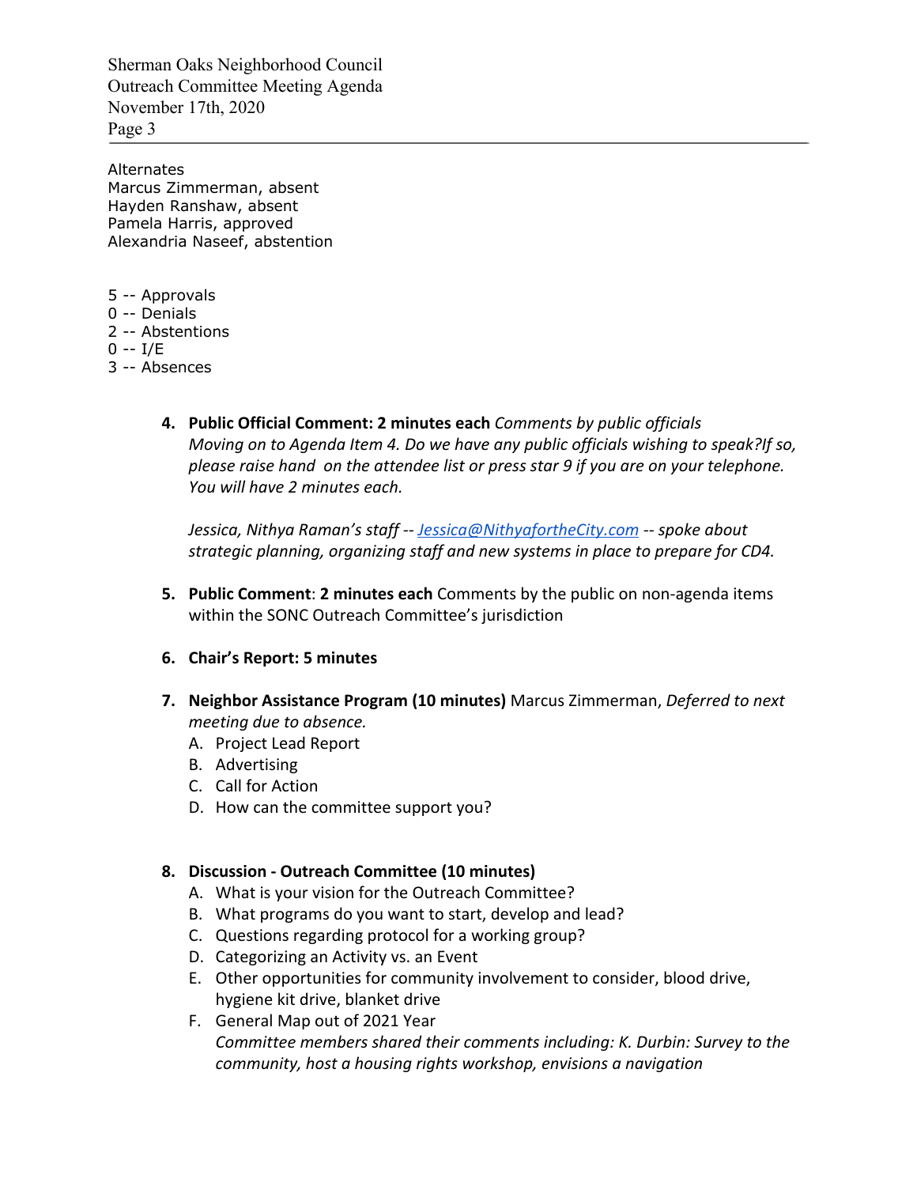Alternates
Marcus Zimmerman, absent
Hayden Ranshaw, absent
Pamela Harris, approved
Alexandria Naseef, abstention

5 -- Approvals
0 -- Denials
2 -- Abstentions
0 -- I/E
3 -- Absences

4. **Public Official Comment: 2 minutes each** *Comments by public officials*
   *Moving on to Agenda Item 4. Do we have any public officials wishing to speak?If so, please raise hand on the attendee list or press star 9 if you are on your telephone. You will have 2 minutes each.*

   *Jessica, Nithya Raman's staff -- [Jessica@NithyafortheCity.com](mailto:Jessica@NithyafortheCity.com) -- spoke about strategic planning, organizing staff and new systems in place to prepare for CD4.*

5. **Public Comment**: **2 minutes each** Comments by the public on non-agenda items within the SONC Outreach Committee's jurisdiction

6. **Chair's Report: 5 minutes**

7. **Neighbor Assistance Program (10 minutes)** Marcus Zimmerman, *Deferred to next meeting due to absence.*
   A. Project Lead Report
   B. Advertising
   C. Call for Action
   D. How can the committee support you?

8. **Discussion - Outreach Committee (10 minutes)**
   A. What is your vision for the Outreach Committee?
   B. What programs do you want to start, develop and lead?
   C. Questions regarding protocol for a working group?
   D. Categorizing an Activity vs. an Event
   E. Other opportunities for community involvement to consider, blood drive, hygiene kit drive, blanket drive
   F. General Map out of 2021 Year
   *Committee members shared their comments including: K. Durbin: Survey to the community, host a housing rights workshop, envisions a navigation*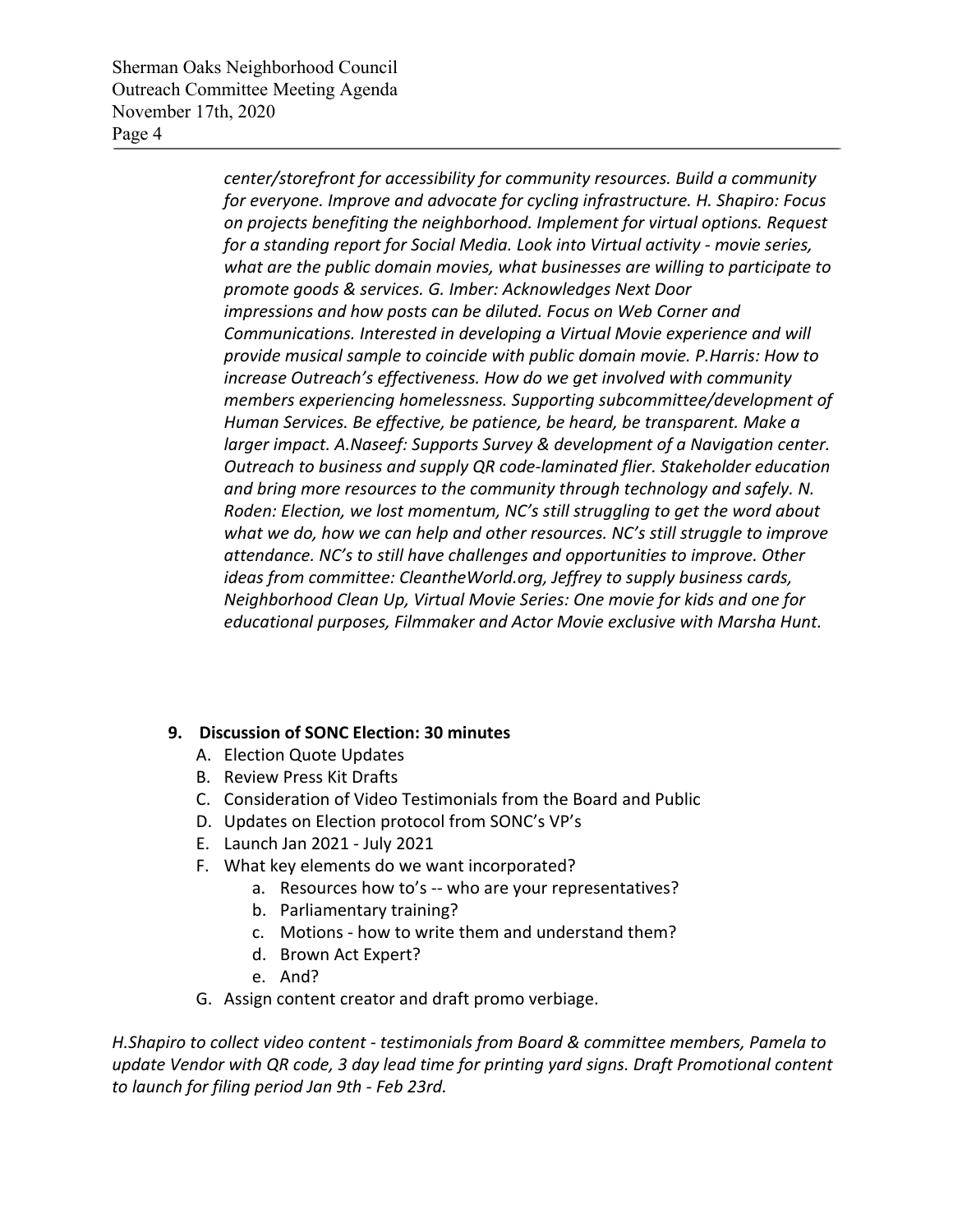*center/storefront for accessibility for community resources. Build a community for everyone. Improve and advocate for cycling infrastructure. H. Shapiro: Focus on projects benefiting the neighborhood. Implement for virtual options. Request for a standing report for Social Media. Look into Virtual activity - movie series, what are the public domain movies, what businesses are willing to participate to promote goods & services. G. Imber: Acknowledges Next Door impressions and how posts can be diluted. Focus on Web Corner and Communications. Interested in developing a Virtual Movie experience and will provide musical sample to coincide with public domain movie. P.Harris: How to increase Outreach's effectiveness. How do we get involved with community members experiencing homelessness. Supporting subcommittee/development of Human Services. Be effective, be patience, be heard, be transparent. Make a larger impact. A.Naseef: Supports Survey & development of a Navigation center. Outreach to business and supply QR code-laminated flier. Stakeholder education and bring more resources to the community through technology and safely. N. Roden: Election, we lost momentum, NC's still struggling to get the word about what we do, how we can help and other resources. NC's still struggle to improve attendance. NC's to still have challenges and opportunities to improve. Other ideas from committee: CleantheWorld.org, Jeffrey to supply business cards, Neighborhood Clean Up, Virtual Movie Series: One movie for kids and one for educational purposes, Filmmaker and Actor Movie exclusive with Marsha Hunt.*

**9. Discussion of SONC Election: 30 minutes**

A. Election Quote Updates
B. Review Press Kit Drafts
C. Consideration of Video Testimonials from the Board and Public
D. Updates on Election protocol from SONC's VP's
E. Launch Jan 2021 - July 2021
F. What key elements do we want incorporated?
   a. Resources how to's -- who are your representatives?
   b. Parliamentary training?
   c. Motions - how to write them and understand them?
   d. Brown Act Expert?
   e. And?
G. Assign content creator and draft promo verbiage.

*H.Shapiro to collect video content - testimonials from Board & committee members, Pamela to update Vendor with QR code, 3 day lead time for printing yard signs. Draft Promotional content to launch for filing period Jan 9th - Feb 23rd.*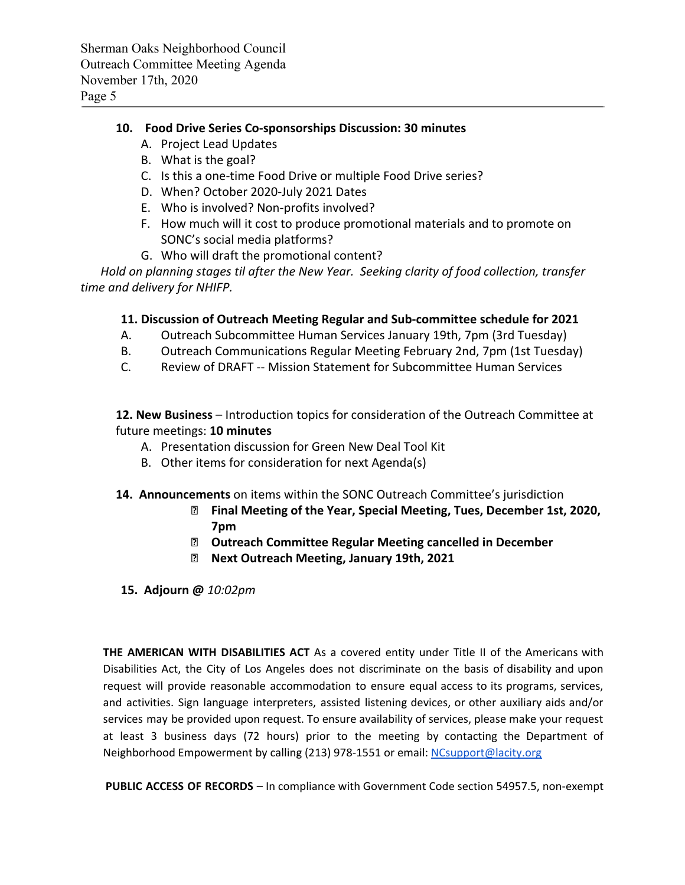**10. Food Drive Series Co-sponsorships Discussion: 30 minutes**

A. Project Lead Updates
B. What is the goal?
C. Is this a one-time Food Drive or multiple Food Drive series?
D. When? October 2020-July 2021 Dates
E. Who is involved? Non-profits involved?
F. How much will it cost to produce promotional materials and to promote on SONC's social media platforms?
G. Who will draft the promotional content?

*Hold on planning stages til after the New Year. Seeking clarity of food collection, transfer time and delivery for NHIFP.*

**11. Discussion of Outreach Meeting Regular and Sub-committee schedule for 2021**

A. Outreach Subcommittee Human Services January 19th, 7pm (3rd Tuesday)
B. Outreach Communications Regular Meeting February 2nd, 7pm (1st Tuesday)
C. Review of DRAFT -- Mission Statement for Subcommittee Human Services

**12. New Business** – Introduction topics for consideration of the Outreach Committee at future meetings: **10 minutes**

A. Presentation discussion for Green New Deal Tool Kit
B. Other items for consideration for next Agenda(s)

**14. Announcements** on items within the SONC Outreach Committee's jurisdiction

- **Final Meeting of the Year, Special Meeting, Tues, December 1st, 2020, 7pm**
- **Outreach Committee Regular Meeting cancelled in December**
- **Next Outreach Meeting, January 19th, 2021**

**15. Adjourn @** *10:02pm*

**THE AMERICAN WITH DISABILITIES ACT** As a covered entity under Title II of the Americans with Disabilities Act, the City of Los Angeles does not discriminate on the basis of disability and upon request will provide reasonable accommodation to ensure equal access to its programs, services, and activities. Sign language interpreters, assisted listening devices, or other auxiliary aids and/or services may be provided upon request. To ensure availability of services, please make your request at least 3 business days (72 hours) prior to the meeting by contacting the Department of Neighborhood Empowerment by calling (213) 978-1551 or email: NCsupport@lacity.org

**PUBLIC ACCESS OF RECORDS** – In compliance with Government Code section 54957.5, non-exempt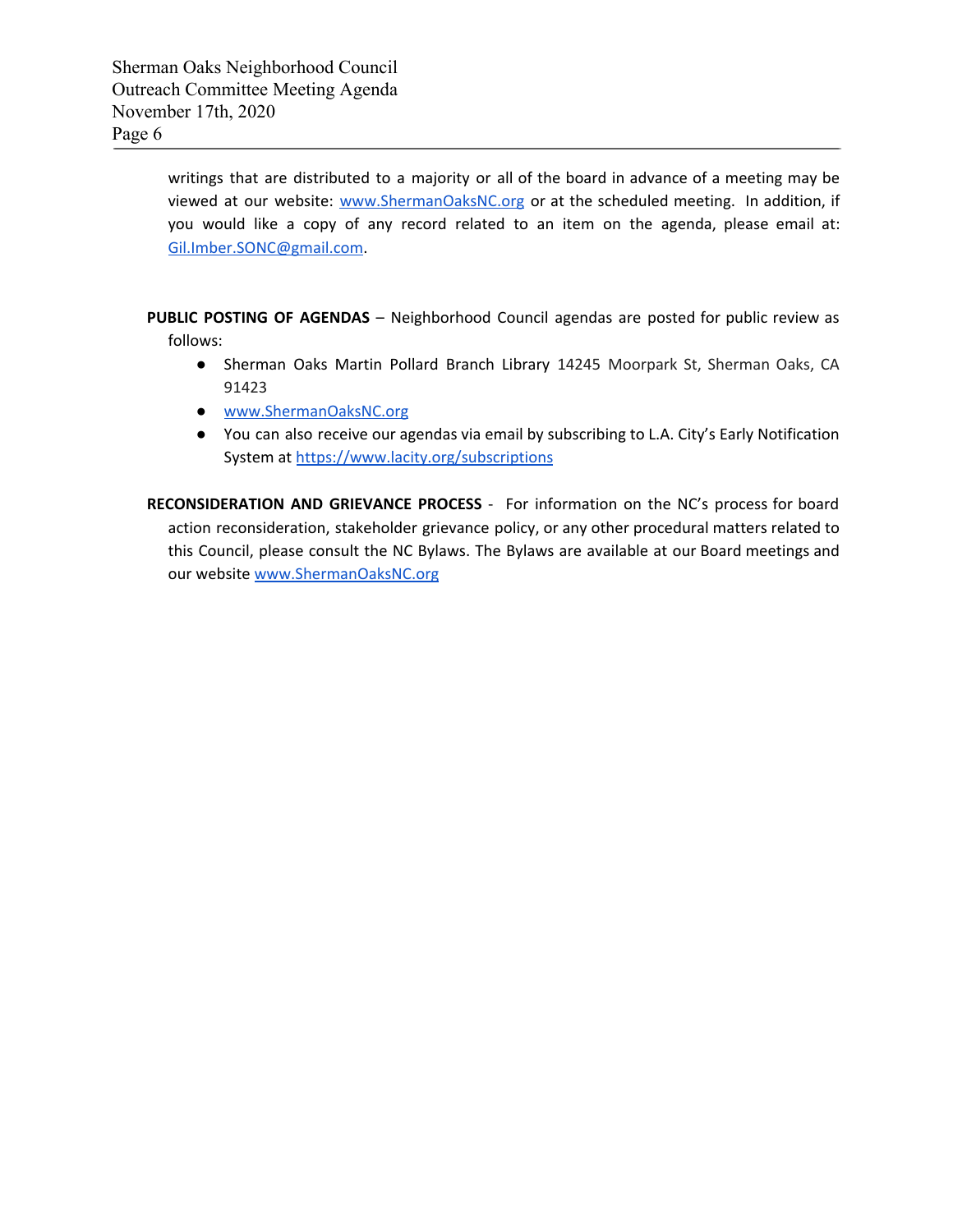writings that are distributed to a majority or all of the board in advance of a meeting may be viewed at our website: [www.ShermanOaksNC.org](http://www.ShermanOaksNC.org) or at the scheduled meeting. In addition, if you would like a copy of any record related to an item on the agenda, please email at: [Gil.Imber.SONC@gmail.com](mailto:Gil.Imber.SONC@gmail.com).

**PUBLIC POSTING OF AGENDAS** – Neighborhood Council agendas are posted for public review as follows:

- Sherman Oaks Martin Pollard Branch Library 14245 Moorpark St, Sherman Oaks, CA 91423
- [www.ShermanOaksNC.org](http://www.ShermanOaksNC.org)
- You can also receive our agendas via email by subscribing to L.A. City's Early Notification System at [https://www.lacity.org/subscriptions](https://www.lacity.org/subscriptions)

**RECONSIDERATION AND GRIEVANCE PROCESS** - For information on the NC's process for board action reconsideration, stakeholder grievance policy, or any other procedural matters related to this Council, please consult the NC Bylaws. The Bylaws are available at our Board meetings and our website [www.ShermanOaksNC.org](http://www.ShermanOaksNC.org)